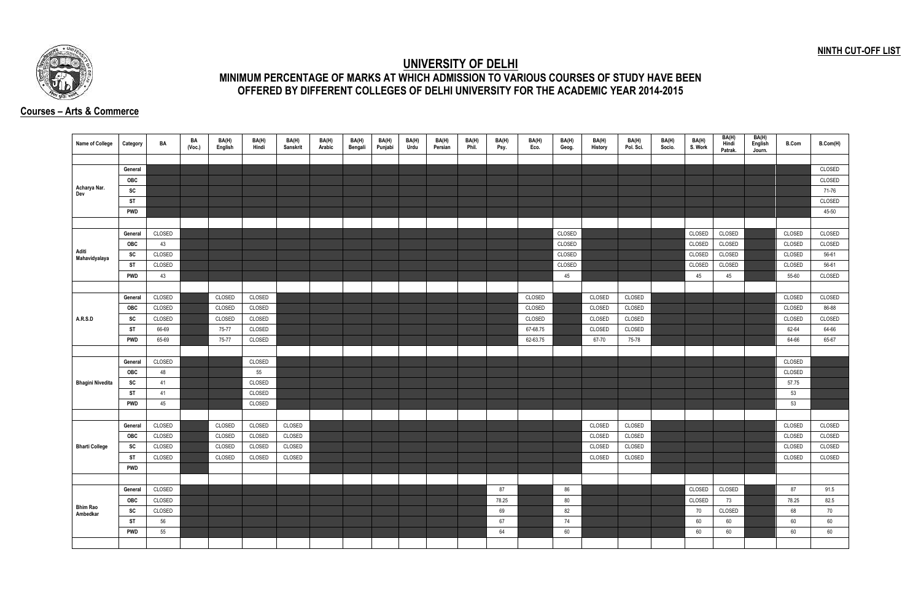**NINTH CUT-OFF LIST**

# UNIVERSITY OF DELHI

## MINIMUM PERCENTAGE OF MARKS AT WHICH ADMISSION TO VARIOUS COURSES OF STUDY HAVE BEEN OFFERED BY DIFFERENT COLLEGES OF DELHI UNIVERSITY FOR THE ACADEMIC YEAR 2014-2015

### Courses – Arts & Commerce

| Name of College | Category | BA | BA (Voc.) | BA(H) English | BA(H) Hindi | BA(H) Sanskrit | BA(H) Arabic | BA(H) Bengali | BA(H) Punjabi | BA(H) Urdu | BA(H) Persian | BA(H) Phil. | BA(H) Psy. | BA(H) Eco. | BA(H) Geog. | BA(H) History | BA(H) Pol. Sci. | BA(H) Socio. | BA(H) S. Work | BA(H) Hindi Patrak. | BA(H) English Journ. | B.Com | B.Com(H) |
|---|---|---|---|---|---|---|---|---|---|---|---|---|---|---|---|---|---|---|---|---|---|---|---|
| Acharya Nar. Dev | General | | | | | | | | | | | | | | | | | | | | | | CLOSED |
| | OBC | | | | | | | | | | | | | | | | | | | | | | CLOSED |
| | SC | | | | | | | | | | | | | | | | | | | | | | 71-76 |
| | ST | | | | | | | | | | | | | | | | | | | | | | CLOSED |
| | PWD | | | | | | | | | | | | | | | | | | | | | | 45-50 |
| Aditi Mahavidyalaya | General | CLOSED | | | | | | | | | | | | | CLOSED | | | | CLOSED | CLOSED | | CLOSED | CLOSED |
| | OBC | 43 | | | | | | | | | | | | | CLOSED | | | | CLOSED | CLOSED | | CLOSED | CLOSED |
| | SC | CLOSED | | | | | | | | | | | | | CLOSED | | | | CLOSED | CLOSED | | CLOSED | 56-61 |
| | ST | CLOSED | | | | | | | | | | | | | CLOSED | | | | CLOSED | CLOSED | | CLOSED | 56-61 |
| | PWD | 43 | | | | | | | | | | | | | 45 | | | | 45 | 45 | | 55-60 | CLOSED |
| A.R.S.D | General | CLOSED | | CLOSED | CLOSED | | | | | | | | | CLOSED | | CLOSED | CLOSED | | | | | CLOSED | CLOSED |
| | OBC | CLOSED | | CLOSED | CLOSED | | | | | | | | | CLOSED | | CLOSED | CLOSED | | | | | CLOSED | 86-88 |
| | SC | CLOSED | | CLOSED | CLOSED | | | | | | | | | CLOSED | | CLOSED | CLOSED | | | | | CLOSED | CLOSED |
| | ST | 66-69 | | 75-77 | CLOSED | | | | | | | | | 67-68.75 | | CLOSED | CLOSED | | | | | 62-64 | 64-66 |
| | PWD | 65-69 | | 75-77 | CLOSED | | | | | | | | | 62-63.75 | | 67-70 | 75-78 | | | | | 64-66 | 65-67 |
| Bhagini Nivedita | General | CLOSED | | | CLOSED | | | | | | | | | | | | | | | | | CLOSED | |
| | OBC | 48 | | | 55 | | | | | | | | | | | | | | | | | CLOSED | |
| | SC | 41 | | | CLOSED | | | | | | | | | | | | | | | | | 57.75 | |
| | ST | 41 | | | CLOSED | | | | | | | | | | | | | | | | | 53 | |
| | PWD | 45 | | | CLOSED | | | | | | | | | | | | | | | | | 53 | |
| Bharti College | General | CLOSED | | CLOSED | CLOSED | CLOSED | | | | | | | | | | CLOSED | CLOSED | | | | | CLOSED | CLOSED |
| | OBC | CLOSED | | CLOSED | CLOSED | CLOSED | | | | | | | | | | CLOSED | CLOSED | | | | | CLOSED | CLOSED |
| | SC | CLOSED | | CLOSED | CLOSED | CLOSED | | | | | | | | | | CLOSED | CLOSED | | | | | CLOSED | CLOSED |
| | ST | CLOSED | | CLOSED | CLOSED | CLOSED | | | | | | | | | | CLOSED | CLOSED | | | | | CLOSED | CLOSED |
| | PWD | | | | | | | | | | | | | | | | | | | | | | |
| Bhim Rao Ambedkar | General | CLOSED | | | | | | | | | | | 87 | | 86 | | | | CLOSED | CLOSED | | 87 | 91.5 |
| | OBC | CLOSED | | | | | | | | | | | 78.25 | | 80 | | | | CLOSED | 73 | | 78.25 | 82.5 |
| | SC | CLOSED | | | | | | | | | | | 69 | | 82 | | | | 70 | CLOSED | | 68 | 70 |
| | ST | 56 | | | | | | | | | | | 67 | | 74 | | | | 60 | 60 | | 60 | 60 |
| | PWD | 55 | | | | | | | | | | | 64 | | 60 | | | | 60 | 60 | | 60 | 60 |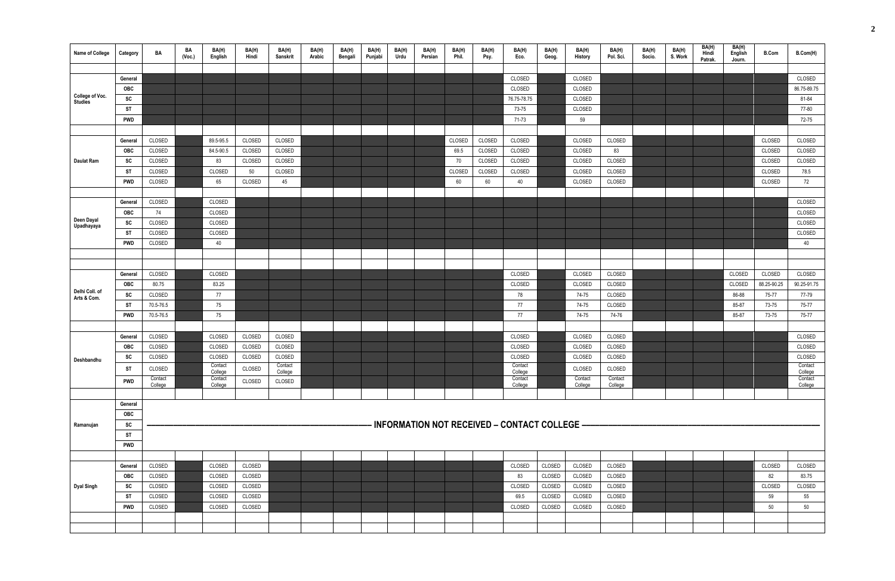| Name of College | Category | BA | BA (Voc.) | BA(H) English | BA(H) Hindi | BA(H) Sanskrit | BA(H) Arabic | BA(H) Bengali | BA(H) Punjabi | BA(H) Urdu | BA(H) Persian | BA(H) Phil. | BA(H) Psy. | BA(H) Eco. | BA(H) Geog. | BA(H) History | BA(H) Pol. Sci. | BA(H) Socio. | BA(H) S. Work | BA(H) Hindi Patrak. | BA(H) English Journ. | B.Com | B.Com(H) |
|---|---|---|---|---|---|---|---|---|---|---|---|---|---|---|---|---|---|---|---|---|---|---|---|
| College of Voc. Studies | General | | | | | | | | | | | | | CLOSED | | CLOSED | | | | | | | CLOSED |
| | OBC | | | | | | | | | | | | | CLOSED | | CLOSED | | | | | | | 86.75-89.75 |
| | SC | | | | | | | | | | | | | 76.75-78.75 | | CLOSED | | | | | | | 81-84 |
| | ST | | | | | | | | | | | | | 73-75 | | CLOSED | | | | | | | 77-80 |
| | PWD | | | | | | | | | | | | | 71-73 | | 59 | | | | | | | 72-75 |
| Daulat Ram | General | CLOSED | | 89.5-95.5 | CLOSED | CLOSED | | | | | | CLOSED | CLOSED | CLOSED | | CLOSED | CLOSED | | | | | CLOSED | CLOSED |
| | OBC | CLOSED | | 84.5-90.5 | CLOSED | CLOSED | | | | | | 69.5 | CLOSED | CLOSED | | CLOSED | 83 | | | | | CLOSED | CLOSED |
| | SC | CLOSED | | 83 | CLOSED | CLOSED | | | | | | 70 | CLOSED | CLOSED | | CLOSED | CLOSED | | | | | CLOSED | CLOSED |
| | ST | CLOSED | | CLOSED | 50 | CLOSED | | | | | | CLOSED | CLOSED | CLOSED | | CLOSED | CLOSED | | | | | CLOSED | 78.5 |
| | PWD | CLOSED | | 65 | CLOSED | 45 | | | | | | 60 | 60 | 40 | | CLOSED | CLOSED | | | | | CLOSED | 72 |
| Deen Dayal Upadhayaya | General | CLOSED | | CLOSED | | | | | | | | | | | | | | | | | | | CLOSED |
| | OBC | 74 | | CLOSED | | | | | | | | | | | | | | | | | | | CLOSED |
| | SC | CLOSED | | CLOSED | | | | | | | | | | | | | | | | | | | CLOSED |
| | ST | CLOSED | | CLOSED | | | | | | | | | | | | | | | | | | | CLOSED |
| | PWD | CLOSED | | 40 | | | | | | | | | | | | | | | | | | | 40 |
| Delhi Coll. of Arts & Com. | General | CLOSED | | CLOSED | | | | | | | | | | CLOSED | | CLOSED | CLOSED | | | | CLOSED | CLOSED | CLOSED |
| | OBC | 80.75 | | 83.25 | | | | | | | | | | CLOSED | | CLOSED | CLOSED | | | | CLOSED | 88.25-90.25 | 90.25-91.75 |
| | SC | CLOSED | | 77 | | | | | | | | | | 78 | | 74-75 | CLOSED | | | | 86-88 | 75-77 | 77-79 |
| | ST | 70.5-76.5 | | 75 | | | | | | | | | | 77 | | 74-75 | CLOSED | | | | 85-87 | 73-75 | 75-77 |
| | PWD | 70.5-76.5 | | 75 | | | | | | | | | | 77 | | 74-75 | 74-76 | | | | 85-87 | 73-75 | 75-77 |
| Deshbandhu | General | CLOSED | | CLOSED | CLOSED | CLOSED | | | | | | | | CLOSED | | CLOSED | CLOSED | | | | | | CLOSED |
| | OBC | CLOSED | | CLOSED | CLOSED | CLOSED | | | | | | | | CLOSED | | CLOSED | CLOSED | | | | | | CLOSED |
| | SC | CLOSED | | CLOSED | CLOSED | CLOSED | | | | | | | | CLOSED | | CLOSED | CLOSED | | | | | | CLOSED |
| | ST | CLOSED | | Contact College | CLOSED | Contact College | | | | | | | | Contact College | | CLOSED | CLOSED | | | | | | Contact College |
| | PWD | Contact College | | Contact College | CLOSED | CLOSED | | | | | | | | Contact College | | Contact College | Contact College | | | | | | Contact College |
| Ramanujan | General | INFORMATION NOT RECEIVED – CONTACT COLLEGE | | | | | | | | | | | | | | | | | | | | | |
| | OBC | | | | | | | | | | | | | | | | | | | | | | |
| | SC | | | | | | | | | | | | | | | | | | | | | | |
| | ST | | | | | | | | | | | | | | | | | | | | | | |
| | PWD | | | | | | | | | | | | | | | | | | | | | | |
| Dyal Singh | General | CLOSED | | CLOSED | CLOSED | | | | | | | | | CLOSED | CLOSED | CLOSED | CLOSED | | | | | CLOSED | CLOSED |
| | OBC | CLOSED | | CLOSED | CLOSED | | | | | | | | | 83 | CLOSED | CLOSED | CLOSED | | | | | 82 | 83.75 |
| | SC | CLOSED | | CLOSED | CLOSED | | | | | | | | | CLOSED | CLOSED | CLOSED | CLOSED | | | | | CLOSED | CLOSED |
| | ST | CLOSED | | CLOSED | CLOSED | | | | | | | | | 69.5 | CLOSED | CLOSED | CLOSED | | | | | 59 | 55 |
| | PWD | CLOSED | | CLOSED | CLOSED | | | | | | | | | CLOSED | CLOSED | CLOSED | CLOSED | | | | | 50 | 50 |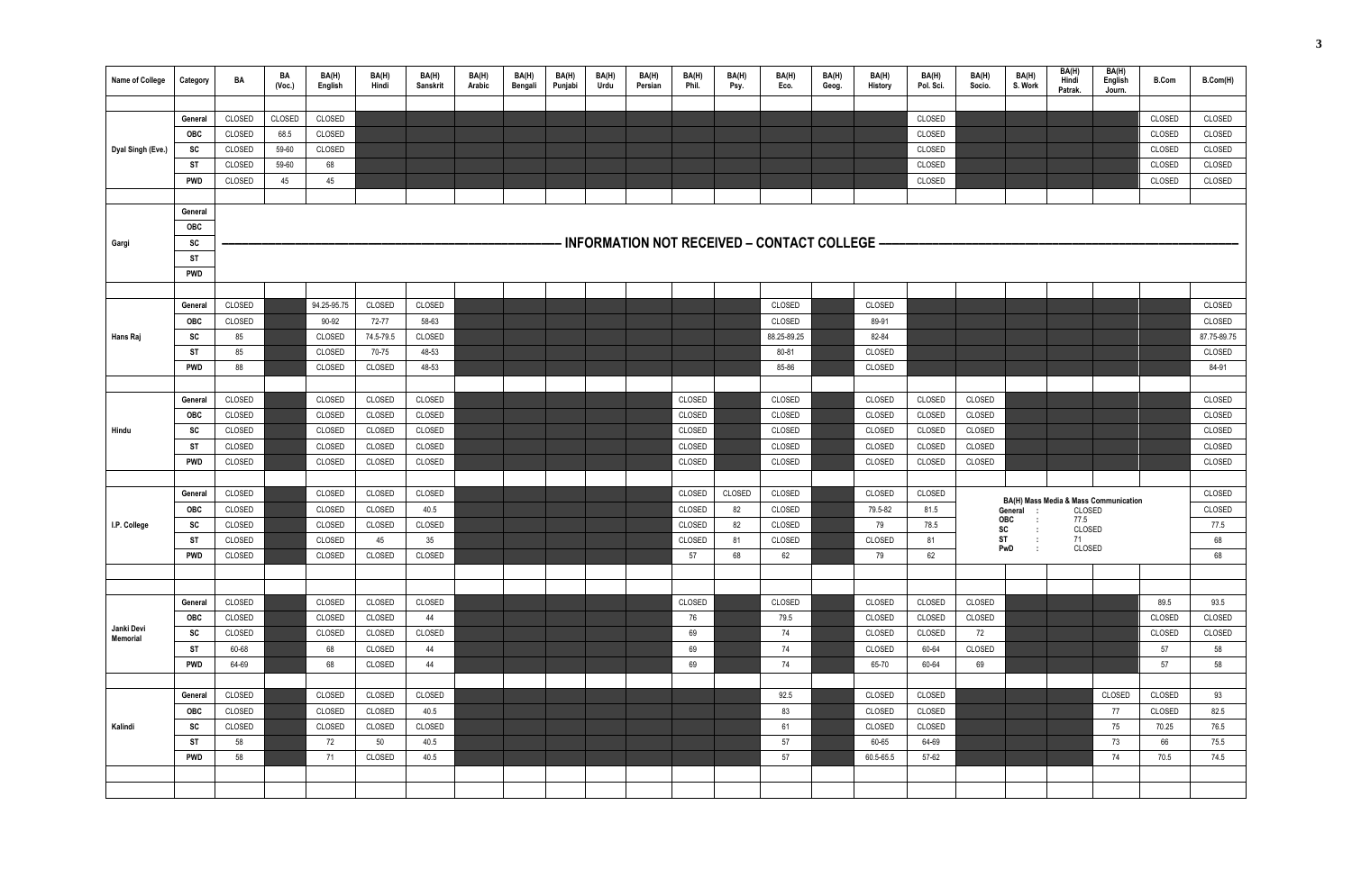| Name of College | Category | BA | BA (Voc.) | BA(H) English | BA(H) Hindi | BA(H) Sanskrit | BA(H) Arabic | BA(H) Bengali | BA(H) Punjabi | BA(H) Urdu | BA(H) Persian | BA(H) Phil. | BA(H) Psy. | BA(H) Eco. | BA(H) Geog. | BA(H) History | BA(H) Pol. Sci. | BA(H) Socio. | BA(H) S. Work | BA(H) Hindi Patrak. | BA(H) English Journ. | B.Com | B.Com(H) |
|---|---|---|---|---|---|---|---|---|---|---|---|---|---|---|---|---|---|---|---|---|---|---|---|
| Dyal Singh (Eve.) | General | CLOSED | CLOSED | CLOSED | | | | | | | | | | | | | CLOSED | | | | | CLOSED | CLOSED |
| | OBC | CLOSED | 68.5 | CLOSED | | | | | | | | | | | | | CLOSED | | | | | CLOSED | CLOSED |
| | SC | CLOSED | 59-60 | CLOSED | | | | | | | | | | | | | CLOSED | | | | | CLOSED | CLOSED |
| | ST | CLOSED | 59-60 | 68 | | | | | | | | | | | | | CLOSED | | | | | CLOSED | CLOSED |
| | PWD | CLOSED | 45 | 45 | | | | | | | | | | | | | CLOSED | | | | | CLOSED | CLOSED |
| Gargi | General | INFORMATION NOT RECEIVED – CONTACT COLLEGE | | | | | | | | | | | | | | | | | | | | | |
| | OBC | | | | | | | | | | | | | | | | | | | | | | |
| | SC | | | | | | | | | | | | | | | | | | | | | | |
| | ST | | | | | | | | | | | | | | | | | | | | | | |
| | PWD | | | | | | | | | | | | | | | | | | | | | | |
| Hans Raj | General | CLOSED | | 94.25-95.75 | CLOSED | CLOSED | | | | | | | | CLOSED | | CLOSED | | | | | | | CLOSED |
| | OBC | CLOSED | | 90-92 | 72-77 | 58-63 | | | | | | | | CLOSED | | 89-91 | | | | | | | CLOSED |
| | SC | 85 | | CLOSED | 74.5-79.5 | CLOSED | | | | | | | | 88.25-89.25 | | 82-84 | | | | | | | 87.75-89.75 |
| | ST | 85 | | CLOSED | 70-75 | 48-53 | | | | | | | | 80-81 | | CLOSED | | | | | | | CLOSED |
| | PWD | 88 | | CLOSED | CLOSED | 48-53 | | | | | | | | 85-86 | | CLOSED | | | | | | | 84-91 |
| Hindu | General | CLOSED | | CLOSED | CLOSED | CLOSED | | | | | | CLOSED | | CLOSED | | CLOSED | CLOSED | CLOSED | | | | | CLOSED |
| | OBC | CLOSED | | CLOSED | CLOSED | CLOSED | | | | | | CLOSED | | CLOSED | | CLOSED | CLOSED | CLOSED | | | | | CLOSED |
| | SC | CLOSED | | CLOSED | CLOSED | CLOSED | | | | | | CLOSED | | CLOSED | | CLOSED | CLOSED | CLOSED | | | | | CLOSED |
| | ST | CLOSED | | CLOSED | CLOSED | CLOSED | | | | | | CLOSED | | CLOSED | | CLOSED | CLOSED | CLOSED | | | | | CLOSED |
| | PWD | CLOSED | | CLOSED | CLOSED | CLOSED | | | | | | CLOSED | | CLOSED | | CLOSED | CLOSED | CLOSED | | | | | CLOSED |
| I.P. College | General | CLOSED | | CLOSED | CLOSED | CLOSED | | | | | | CLOSED | CLOSED | CLOSED | | CLOSED | CLOSED | BA(H) Mass Media & Mass Communication: General : CLOSED; OBC : 77.5; SC : CLOSED; ST : 71; PwD : CLOSED | | | | | CLOSED |
| | OBC | CLOSED | | CLOSED | CLOSED | 40.5 | | | | | | CLOSED | 82 | CLOSED | | 79.5-82 | 81.5 | | | | | | CLOSED |
| | SC | CLOSED | | CLOSED | CLOSED | CLOSED | | | | | | CLOSED | 82 | CLOSED | | 79 | 78.5 | | | | | | 77.5 |
| | ST | CLOSED | | CLOSED | 45 | 35 | | | | | | CLOSED | 81 | CLOSED | | CLOSED | 81 | | | | | | 68 |
| | PWD | CLOSED | | CLOSED | CLOSED | CLOSED | | | | | | 57 | 68 | 62 | | 79 | 62 | | | | | | 68 |
| Janki Devi Memorial | General | CLOSED | | CLOSED | CLOSED | CLOSED | | | | | | CLOSED | | CLOSED | | CLOSED | CLOSED | CLOSED | | | | 89.5 | 93.5 |
| | OBC | CLOSED | | CLOSED | CLOSED | 44 | | | | | | 76 | | 79.5 | | CLOSED | CLOSED | CLOSED | | | | CLOSED | CLOSED |
| | SC | CLOSED | | CLOSED | CLOSED | CLOSED | | | | | | 69 | | 74 | | CLOSED | CLOSED | 72 | | | | CLOSED | CLOSED |
| | ST | 60-68 | | 68 | CLOSED | 44 | | | | | | 69 | | 74 | | CLOSED | 60-64 | CLOSED | | | | 57 | 58 |
| | PWD | 64-69 | | 68 | CLOSED | 44 | | | | | | 69 | | 74 | | 65-70 | 60-64 | 69 | | | | 57 | 58 |
| Kalindi | General | CLOSED | | CLOSED | CLOSED | CLOSED | | | | | | | | 92.5 | | CLOSED | CLOSED | | | | CLOSED | CLOSED | 93 |
| | OBC | CLOSED | | CLOSED | CLOSED | 40.5 | | | | | | | | 83 | | CLOSED | CLOSED | | | | 77 | CLOSED | 82.5 |
| | SC | CLOSED | | CLOSED | CLOSED | CLOSED | | | | | | | | 61 | | CLOSED | CLOSED | | | | 75 | 70.25 | 76.5 |
| | ST | 58 | | 72 | 50 | 40.5 | | | | | | | | 57 | | 60-65 | 64-69 | | | | 73 | 66 | 75.5 |
| | PWD | 58 | | 71 | CLOSED | 40.5 | | | | | | | | 57 | | 60.5-65.5 | 57-62 | | | | 74 | 70.5 | 74.5 |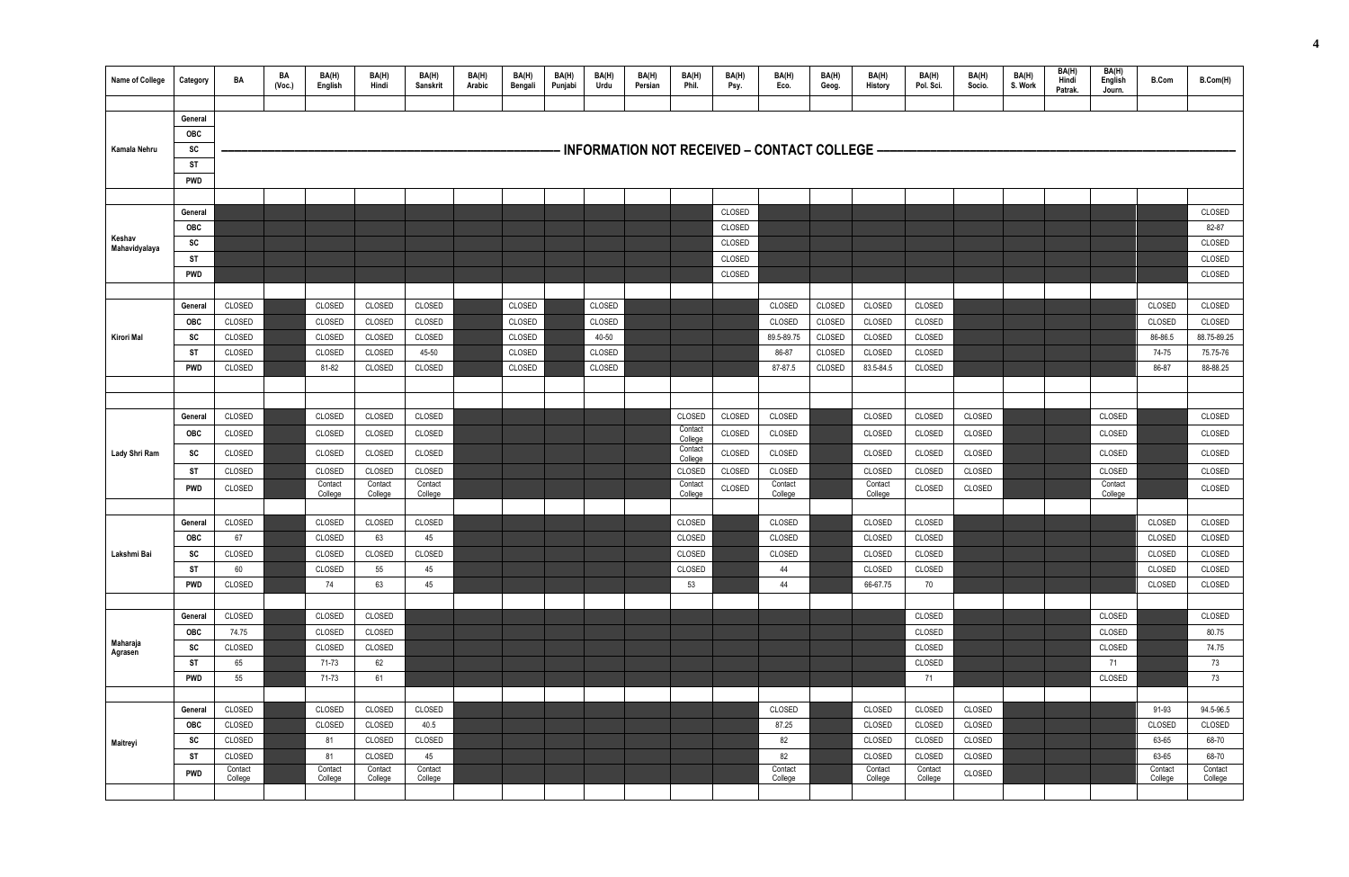| Name of College | Category | BA | BA (Voc.) | BA(H) English | BA(H) Hindi | BA(H) Sanskrit | BA(H) Arabic | BA(H) Bengali | BA(H) Punjabi | BA(H) Urdu | BA(H) Persian | BA(H) Phil. | BA(H) Psy. | BA(H) Eco. | BA(H) Geog. | BA(H) History | BA(H) Pol. Sci. | BA(H) Socio. | BA(H) S. Work | BA(H) Hindi Patrak. | BA(H) English Journ. | B.Com | B.Com(H) |
|---|---|---|---|---|---|---|---|---|---|---|---|---|---|---|---|---|---|---|---|---|---|---|---|
| Kamala Nehru | General | INFORMATION NOT RECEIVED – CONTACT COLLEGE | | | | | | | | | | | | | | | | | | | | | |
| | OBC | | | | | | | | | | | | | | | | | | | | | | |
| | SC | | | | | | | | | | | | | | | | | | | | | | |
| | ST | | | | | | | | | | | | | | | | | | | | | | |
| | PWD | | | | | | | | | | | | | | | | | | | | | | |
| Keshav Mahavidyalaya | General | | | | | | | | | | | | CLOSED | | | | | | | | | | CLOSED |
| | OBC | | | | | | | | | | | | CLOSED | | | | | | | | | | 82-87 |
| | SC | | | | | | | | | | | | CLOSED | | | | | | | | | | CLOSED |
| | ST | | | | | | | | | | | | CLOSED | | | | | | | | | | CLOSED |
| | PWD | | | | | | | | | | | | CLOSED | | | | | | | | | | CLOSED |
| Kirori Mal | General | CLOSED | | CLOSED | CLOSED | CLOSED | | CLOSED | | CLOSED | | | | CLOSED | CLOSED | CLOSED | CLOSED | | | | | CLOSED | CLOSED |
| | OBC | CLOSED | | CLOSED | CLOSED | CLOSED | | CLOSED | | CLOSED | | | | CLOSED | CLOSED | CLOSED | CLOSED | | | | | CLOSED | CLOSED |
| | SC | CLOSED | | CLOSED | CLOSED | CLOSED | | CLOSED | | 40-50 | | | | 89.5-89.75 | CLOSED | CLOSED | CLOSED | | | | | 86-86.5 | 88.75-89.25 |
| | ST | CLOSED | | CLOSED | CLOSED | 45-50 | | CLOSED | | CLOSED | | | | 86-87 | CLOSED | CLOSED | CLOSED | | | | | 74-75 | 75.75-76 |
| | PWD | CLOSED | | 81-82 | CLOSED | CLOSED | | CLOSED | | CLOSED | | | | 87-87.5 | CLOSED | 83.5-84.5 | CLOSED | | | | | 86-87 | 88-88.25 |
| Lady Shri Ram | General | CLOSED | | CLOSED | CLOSED | CLOSED | | | | | | CLOSED | CLOSED | CLOSED | | CLOSED | CLOSED | CLOSED | | | CLOSED | | CLOSED |
| | OBC | CLOSED | | CLOSED | CLOSED | CLOSED | | | | | | Contact College | CLOSED | CLOSED | | CLOSED | CLOSED | CLOSED | | | CLOSED | | CLOSED |
| | SC | CLOSED | | CLOSED | CLOSED | CLOSED | | | | | | Contact College | CLOSED | CLOSED | | CLOSED | CLOSED | CLOSED | | | CLOSED | | CLOSED |
| | ST | CLOSED | | CLOSED | CLOSED | CLOSED | | | | | | CLOSED | CLOSED | CLOSED | | CLOSED | CLOSED | CLOSED | | | CLOSED | | CLOSED |
| | PWD | CLOSED | | Contact College | Contact College | Contact College | | | | | | Contact College | CLOSED | Contact College | | Contact College | CLOSED | CLOSED | | | Contact College | | CLOSED |
| Lakshmi Bai | General | CLOSED | | CLOSED | CLOSED | CLOSED | | | | | | CLOSED | | CLOSED | | CLOSED | CLOSED | | | | | CLOSED | CLOSED |
| | OBC | 67 | | CLOSED | 63 | 45 | | | | | | CLOSED | | CLOSED | | CLOSED | CLOSED | | | | | CLOSED | CLOSED |
| | SC | CLOSED | | CLOSED | CLOSED | CLOSED | | | | | | CLOSED | | CLOSED | | CLOSED | CLOSED | | | | | CLOSED | CLOSED |
| | ST | 60 | | CLOSED | 55 | 45 | | | | | | CLOSED | | 44 | | CLOSED | CLOSED | | | | | CLOSED | CLOSED |
| | PWD | CLOSED | | 74 | 63 | 45 | | | | | | 53 | | 44 | | 66-67.75 | 70 | | | | | CLOSED | CLOSED |
| Maharaja Agrasen | General | CLOSED | | CLOSED | CLOSED | | | | | | | | | | | | CLOSED | | | | CLOSED | | CLOSED |
| | OBC | 74.75 | | CLOSED | CLOSED | | | | | | | | | | | | CLOSED | | | | CLOSED | | 80.75 |
| | SC | CLOSED | | CLOSED | CLOSED | | | | | | | | | | | | CLOSED | | | | CLOSED | | 74.75 |
| | ST | 65 | | 71-73 | 62 | | | | | | | | | | | | CLOSED | | | | 71 | | 73 |
| | PWD | 55 | | 71-73 | 61 | | | | | | | | | | | | 71 | | | | CLOSED | | 73 |
| Maitreyi | General | CLOSED | | CLOSED | CLOSED | CLOSED | | | | | | | | CLOSED | | CLOSED | CLOSED | CLOSED | | | | 91-93 | 94.5-96.5 |
| | OBC | CLOSED | | CLOSED | CLOSED | 40.5 | | | | | | | | 87.25 | | CLOSED | CLOSED | CLOSED | | | | CLOSED | CLOSED |
| | SC | CLOSED | | 81 | CLOSED | CLOSED | | | | | | | | 82 | | CLOSED | CLOSED | CLOSED | | | | 63-65 | 68-70 |
| | ST | CLOSED | | 81 | CLOSED | 45 | | | | | | | | 82 | | CLOSED | CLOSED | CLOSED | | | | 63-65 | 68-70 |
| | PWD | Contact College | | Contact College | Contact College | Contact College | | | | | | | | Contact College | | Contact College | Contact College | CLOSED | | | | Contact College | Contact College |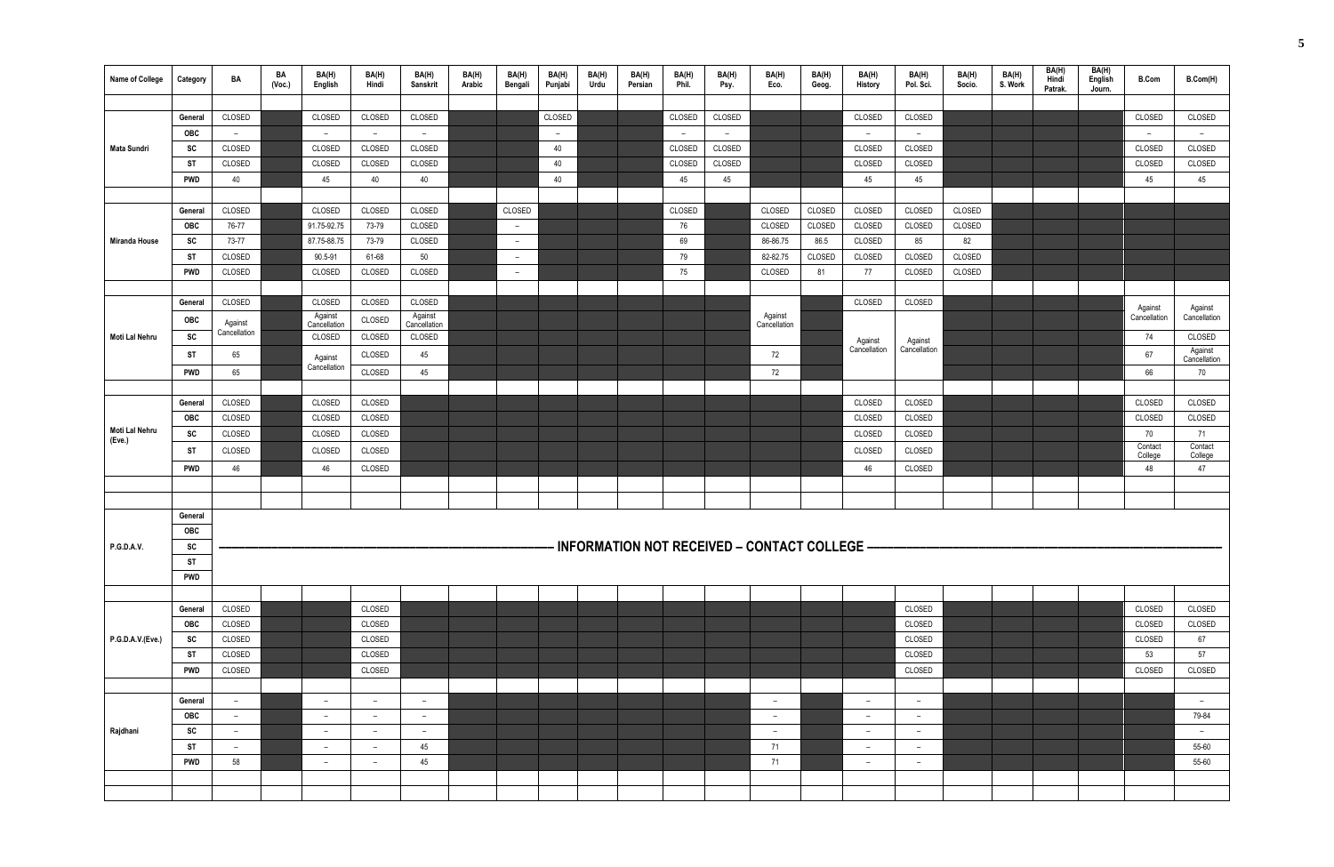| Name of College | Category | BA | BA (Voc.) | BA(H) English | BA(H) Hindi | BA(H) Sanskrit | BA(H) Arabic | BA(H) Bengali | BA(H) Punjabi | BA(H) Urdu | BA(H) Persian | BA(H) Phil. | BA(H) Psy. | BA(H) Eco. | BA(H) Geog. | BA(H) History | BA(H) Pol. Sci. | BA(H) Socio. | BA(H) S. Work | BA(H) Hindi Patrak. | BA(H) English Journ. | B.Com | B.Com(H) |
|---|---|---|---|---|---|---|---|---|---|---|---|---|---|---|---|---|---|---|---|---|---|---|---|
| Mata Sundri | General | CLOSED | | CLOSED | CLOSED | CLOSED | | | CLOSED | | | CLOSED | CLOSED | | | CLOSED | CLOSED | | | | | CLOSED | CLOSED |
| | OBC | – | | – | – | – | | | – | | | – | – | | | – | – | | | | | – | – |
| | SC | CLOSED | | CLOSED | CLOSED | CLOSED | | | 40 | | | CLOSED | CLOSED | | | CLOSED | CLOSED | | | | | CLOSED | CLOSED |
| | ST | CLOSED | | CLOSED | CLOSED | CLOSED | | | 40 | | | CLOSED | CLOSED | | | CLOSED | CLOSED | | | | | CLOSED | CLOSED |
| | PWD | 40 | | 45 | 40 | 40 | | | 40 | | | 45 | 45 | | | 45 | 45 | | | | | 45 | 45 |
| Miranda House | General | CLOSED | | CLOSED | CLOSED | CLOSED | | CLOSED | | | | CLOSED | | CLOSED | CLOSED | CLOSED | CLOSED | CLOSED | | | | | |
| | OBC | 76-77 | | 91.75-92.75 | 73-79 | CLOSED | | – | | | | 76 | | CLOSED | CLOSED | CLOSED | CLOSED | CLOSED | | | | | |
| | SC | 73-77 | | 87.75-88.75 | 73-79 | CLOSED | | – | | | | 69 | | 86-86.75 | 86.5 | CLOSED | 85 | 82 | | | | | |
| | ST | CLOSED | | 90.5-91 | 61-68 | 50 | | – | | | | 79 | | 82-82.75 | CLOSED | CLOSED | CLOSED | CLOSED | | | | | |
| | PWD | CLOSED | | CLOSED | CLOSED | CLOSED | | – | | | | 75 | | CLOSED | 81 | 77 | CLOSED | CLOSED | | | | | |
| Moti Lal Nehru | General | CLOSED | | CLOSED | CLOSED | CLOSED | | | | | | | | | | CLOSED | CLOSED | | | | | Against Cancellation | Against Cancellation |
| | OBC | Against Cancellation | | Against Cancellation | CLOSED | Against Cancellation | | | | | | | | Against Cancellation | | | | | | | | | |
| | SC | | | CLOSED | CLOSED | CLOSED | | | | | | | | | | Against Cancellation | Against Cancellation | | | | | 74 | CLOSED |
| | ST | 65 | | Against Cancellation | CLOSED | 45 | | | | | | | | 72 | | | | | | | | 67 | Against Cancellation |
| | PWD | 65 | | | CLOSED | 45 | | | | | | | | 72 | | | | | | | | 66 | 70 |
| Moti Lal Nehru (Eve.) | General | CLOSED | | CLOSED | CLOSED | | | | | | | | | | | CLOSED | CLOSED | | | | | CLOSED | CLOSED |
| | OBC | CLOSED | | CLOSED | CLOSED | | | | | | | | | | | CLOSED | CLOSED | | | | | CLOSED | CLOSED |
| | SC | CLOSED | | CLOSED | CLOSED | | | | | | | | | | | CLOSED | CLOSED | | | | | 70 | 71 |
| | ST | CLOSED | | CLOSED | CLOSED | | | | | | | | | | | CLOSED | CLOSED | | | | | Contact College | Contact College |
| | PWD | 46 | | 46 | CLOSED | | | | | | | | | | | 46 | CLOSED | | | | | 48 | 47 |
| P.G.D.A.V. | General | INFORMATION NOT RECEIVED – CONTACT COLLEGE | | | | | | | | | | | | | | | | | | | | | |
| | OBC | | | | | | | | | | | | | | | | | | | | | | |
| | SC | | | | | | | | | | | | | | | | | | | | | | |
| | ST | | | | | | | | | | | | | | | | | | | | | | |
| | PWD | | | | | | | | | | | | | | | | | | | | | | |
| P.G.D.A.V.(Eve.) | General | CLOSED | | | CLOSED | | | | | | | | | | | | CLOSED | | | | | CLOSED | CLOSED |
| | OBC | CLOSED | | | CLOSED | | | | | | | | | | | | CLOSED | | | | | CLOSED | CLOSED |
| | SC | CLOSED | | | CLOSED | | | | | | | | | | | | CLOSED | | | | | CLOSED | 67 |
| | ST | CLOSED | | | CLOSED | | | | | | | | | | | | CLOSED | | | | | 53 | 57 |
| | PWD | CLOSED | | | CLOSED | | | | | | | | | | | | CLOSED | | | | | CLOSED | CLOSED |
| Rajdhani | General | – | | – | – | – | | | | | | | | – | | – | – | | | | | | – |
| | OBC | – | | – | – | – | | | | | | | | – | | – | – | | | | | | 79-84 |
| | SC | – | | – | – | – | | | | | | | | – | | – | – | | | | | | – |
| | ST | – | | – | – | 45 | | | | | | | | 71 | | – | – | | | | | | 55-60 |
| | PWD | 58 | | – | – | 45 | | | | | | | | 71 | | – | – | | | | | | 55-60 |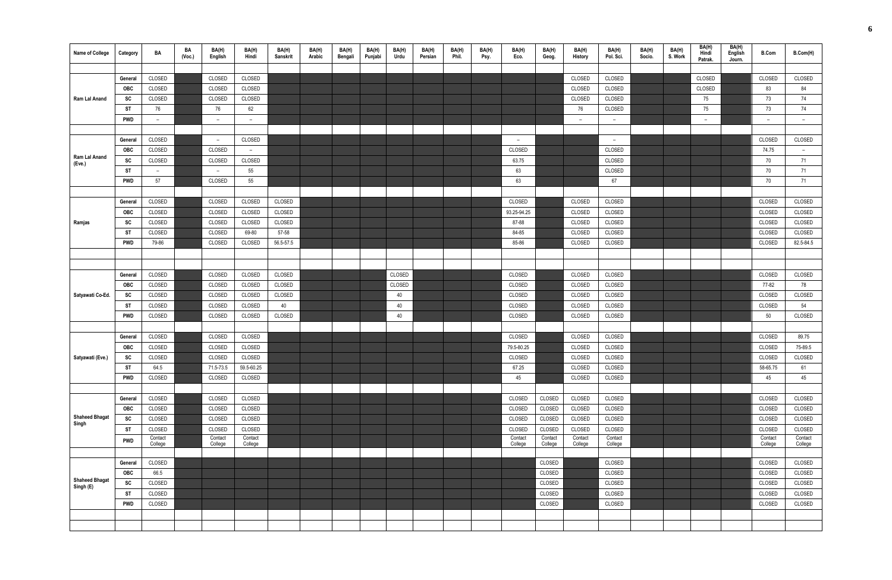| Name of College | Category | BA | BA (Voc.) | BA(H) English | BA(H) Hindi | BA(H) Sanskrit | BA(H) Arabic | BA(H) Bengali | BA(H) Punjabi | BA(H) Urdu | BA(H) Persian | BA(H) Phil. | BA(H) Psy. | BA(H) Eco. | BA(H) Geog. | BA(H) History | BA(H) Pol. Sci. | BA(H) Socio. | BA(H) S. Work | BA(H) Hindi Patrak. | BA(H) English Journ. | B.Com | B.Com(H) |
|---|---|---|---|---|---|---|---|---|---|---|---|---|---|---|---|---|---|---|---|---|---|---|---|
| Ram Lal Anand | General | CLOSED | | CLOSED | CLOSED | | | | | | | | | | | CLOSED | CLOSED | | | CLOSED | | CLOSED | CLOSED |
| | OBC | CLOSED | | CLOSED | CLOSED | | | | | | | | | | | CLOSED | CLOSED | | | CLOSED | | 83 | 84 |
| | SC | CLOSED | | CLOSED | CLOSED | | | | | | | | | | | CLOSED | CLOSED | | | 75 | | 73 | 74 |
| | ST | 76 | | 76 | 62 | | | | | | | | | | | 76 | CLOSED | | | 75 | | 73 | 74 |
| | PWD | – | | – | – | | | | | | | | | | | – | – | | | – | | – | – |
| Ram Lal Anand (Eve.) | General | CLOSED | | – | CLOSED | | | | | | | | | – | | | – | | | | | CLOSED | CLOSED |
| | OBC | CLOSED | | CLOSED | – | | | | | | | | | CLOSED | | | CLOSED | | | | | 74.75 | – |
| | SC | CLOSED | | CLOSED | CLOSED | | | | | | | | | 63.75 | | | CLOSED | | | | | 70 | 71 |
| | ST | – | | – | 55 | | | | | | | | | 63 | | | CLOSED | | | | | 70 | 71 |
| | PWD | 57 | | CLOSED | 55 | | | | | | | | | 63 | | | 67 | | | | | 70 | 71 |
| Ramjas | General | CLOSED | | CLOSED | CLOSED | CLOSED | | | | | | | | CLOSED | | CLOSED | CLOSED | | | | | CLOSED | CLOSED |
| | OBC | CLOSED | | CLOSED | CLOSED | CLOSED | | | | | | | | 93.25-94.25 | | CLOSED | CLOSED | | | | | CLOSED | CLOSED |
| | SC | CLOSED | | CLOSED | CLOSED | CLOSED | | | | | | | | 87-88 | | CLOSED | CLOSED | | | | | CLOSED | CLOSED |
| | ST | CLOSED | | CLOSED | 69-80 | 57-58 | | | | | | | | 84-85 | | CLOSED | CLOSED | | | | | CLOSED | CLOSED |
| | PWD | 79-86 | | CLOSED | CLOSED | 56.5-57.5 | | | | | | | | 85-86 | | CLOSED | CLOSED | | | | | CLOSED | 82.5-84.5 |
| Satyawati Co-Ed. | General | CLOSED | | CLOSED | CLOSED | CLOSED | | | | CLOSED | | | | CLOSED | | CLOSED | CLOSED | | | | | CLOSED | CLOSED |
| | OBC | CLOSED | | CLOSED | CLOSED | CLOSED | | | | CLOSED | | | | CLOSED | | CLOSED | CLOSED | | | | | 77-82 | 78 |
| | SC | CLOSED | | CLOSED | CLOSED | CLOSED | | | | 40 | | | | CLOSED | | CLOSED | CLOSED | | | | | CLOSED | CLOSED |
| | ST | CLOSED | | CLOSED | CLOSED | 40 | | | | 40 | | | | CLOSED | | CLOSED | CLOSED | | | | | CLOSED | 54 |
| | PWD | CLOSED | | CLOSED | CLOSED | CLOSED | | | | 40 | | | | CLOSED | | CLOSED | CLOSED | | | | | 50 | CLOSED |
| Satyawati (Eve.) | General | CLOSED | | CLOSED | CLOSED | | | | | | | | | CLOSED | | CLOSED | CLOSED | | | | | CLOSED | 89.75 |
| | OBC | CLOSED | | CLOSED | CLOSED | | | | | | | | | 79.5-80.25 | | CLOSED | CLOSED | | | | | CLOSED | 75-89.5 |
| | SC | CLOSED | | CLOSED | CLOSED | | | | | | | | | CLOSED | | CLOSED | CLOSED | | | | | CLOSED | CLOSED |
| | ST | 64.5 | | 71.5-73.5 | 59.5-60.25 | | | | | | | | | 67.25 | | CLOSED | CLOSED | | | | | 58-65.75 | 61 |
| | PWD | CLOSED | | CLOSED | CLOSED | | | | | | | | | 45 | | CLOSED | CLOSED | | | | | 45 | 45 |
| Shaheed Bhagat Singh | General | CLOSED | | CLOSED | CLOSED | | | | | | | | | CLOSED | CLOSED | CLOSED | CLOSED | | | | | CLOSED | CLOSED |
| | OBC | CLOSED | | CLOSED | CLOSED | | | | | | | | | CLOSED | CLOSED | CLOSED | CLOSED | | | | | CLOSED | CLOSED |
| | SC | CLOSED | | CLOSED | CLOSED | | | | | | | | | CLOSED | CLOSED | CLOSED | CLOSED | | | | | CLOSED | CLOSED |
| | ST | CLOSED | | CLOSED | CLOSED | | | | | | | | | CLOSED | CLOSED | CLOSED | CLOSED | | | | | CLOSED | CLOSED |
| | PWD | Contact College | | Contact College | Contact College | | | | | | | | | Contact College | Contact College | Contact College | Contact College | | | | | Contact College | Contact College |
| Shaheed Bhagat Singh (E) | General | CLOSED | | | | | | | | | | | | | CLOSED | | CLOSED | | | | | CLOSED | CLOSED |
| | OBC | 66.5 | | | | | | | | | | | | | CLOSED | | CLOSED | | | | | CLOSED | CLOSED |
| | SC | CLOSED | | | | | | | | | | | | | CLOSED | | CLOSED | | | | | CLOSED | CLOSED |
| | ST | CLOSED | | | | | | | | | | | | | CLOSED | | CLOSED | | | | | CLOSED | CLOSED |
| | PWD | CLOSED | | | | | | | | | | | | | CLOSED | | CLOSED | | | | | CLOSED | CLOSED |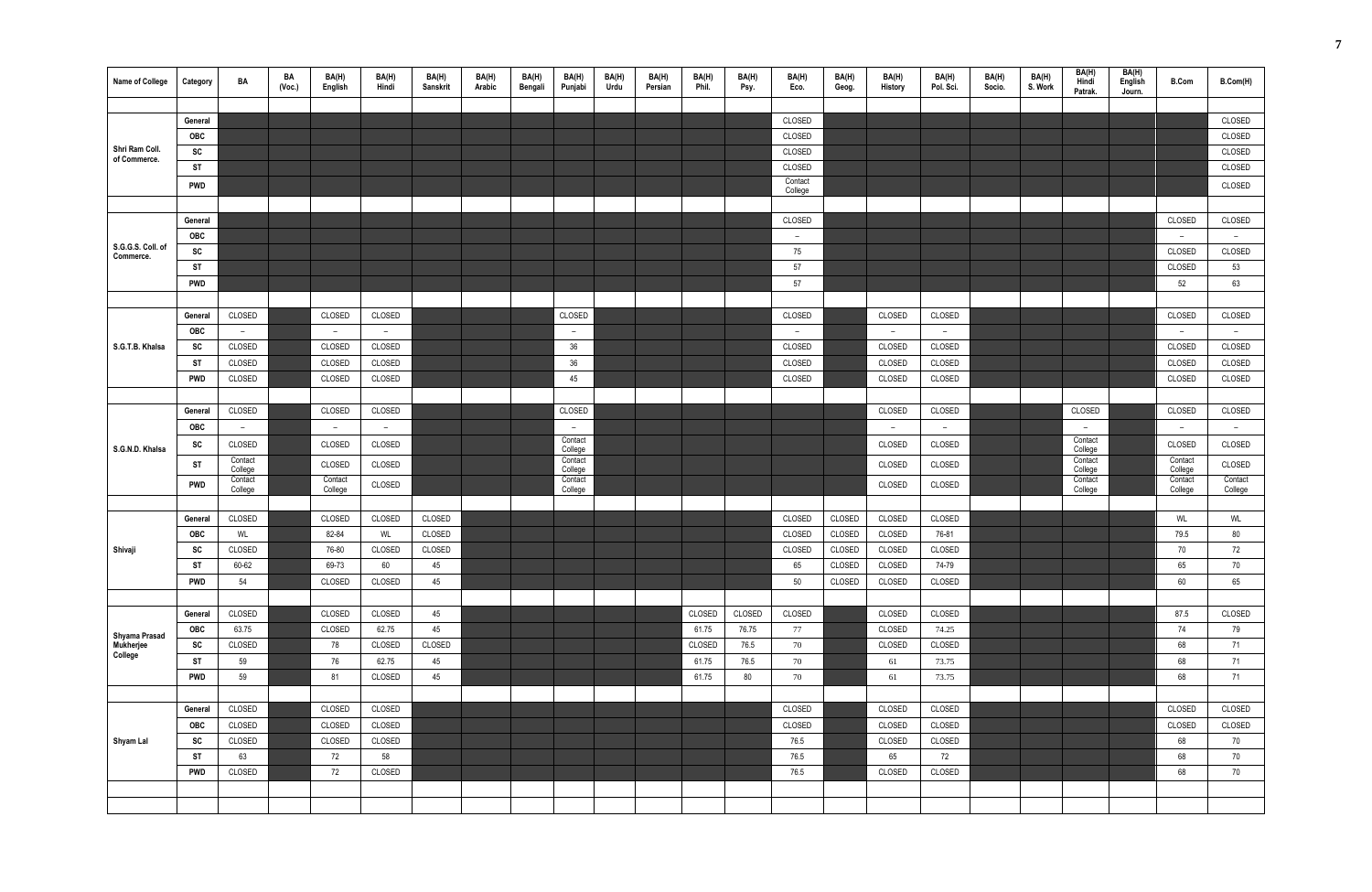| Name of College | Category | BA | BA (Voc.) | BA(H) English | BA(H) Hindi | BA(H) Sanskrit | BA(H) Arabic | BA(H) Bengali | BA(H) Punjabi | BA(H) Urdu | BA(H) Persian | BA(H) Phil. | BA(H) Psy. | BA(H) Eco. | BA(H) Geog. | BA(H) History | BA(H) Pol. Sci. | BA(H) Socio. | BA(H) S. Work | BA(H) Hindi Patrak. | BA(H) English Journ. | B.Com | B.Com(H) |
|---|---|---|---|---|---|---|---|---|---|---|---|---|---|---|---|---|---|---|---|---|---|---|---|
| Shri Ram Coll. of Commerce. | General | | | | | | | | | | | | | CLOSED | | | | | | | | | CLOSED |
| | OBC | | | | | | | | | | | | | CLOSED | | | | | | | | | CLOSED |
| | SC | | | | | | | | | | | | | CLOSED | | | | | | | | | CLOSED |
| | ST | | | | | | | | | | | | | CLOSED | | | | | | | | | CLOSED |
| | PWD | | | | | | | | | | | | | Contact College | | | | | | | | | CLOSED |
| S.G.G.S. Coll. of Commerce. | General | | | | | | | | | | | | | CLOSED | | | | | | | | CLOSED | CLOSED |
| | OBC | | | | | | | | | | | | | – | | | | | | | | – | – |
| | SC | | | | | | | | | | | | | 75 | | | | | | | | CLOSED | CLOSED |
| | ST | | | | | | | | | | | | | 57 | | | | | | | | CLOSED | 53 |
| | PWD | | | | | | | | | | | | | 57 | | | | | | | | 52 | 63 |
| S.G.T.B. Khalsa | General | CLOSED | | CLOSED | CLOSED | | | | CLOSED | | | | | CLOSED | | CLOSED | CLOSED | | | | | CLOSED | CLOSED |
| | OBC | – | | – | – | | | | – | | | | | – | | – | – | | | | | – | – |
| | SC | CLOSED | | CLOSED | CLOSED | | | | 36 | | | | | CLOSED | | CLOSED | CLOSED | | | | | CLOSED | CLOSED |
| | ST | CLOSED | | CLOSED | CLOSED | | | | 36 | | | | | CLOSED | | CLOSED | CLOSED | | | | | CLOSED | CLOSED |
| | PWD | CLOSED | | CLOSED | CLOSED | | | | 45 | | | | | CLOSED | | CLOSED | CLOSED | | | | | CLOSED | CLOSED |
| S.G.N.D. Khalsa | General | CLOSED | | CLOSED | CLOSED | | | | CLOSED | | | | | | | CLOSED | CLOSED | | | CLOSED | | CLOSED | CLOSED |
| | OBC | – | | – | – | | | | – | | | | | | | – | – | | | – | | – | – |
| | SC | CLOSED | | CLOSED | CLOSED | | | | Contact College | | | | | | | CLOSED | CLOSED | | | Contact College | | CLOSED | CLOSED |
| | ST | Contact College | | CLOSED | CLOSED | | | | Contact College | | | | | | | CLOSED | CLOSED | | | Contact College | | Contact College | CLOSED |
| | PWD | Contact College | | Contact College | CLOSED | | | | Contact College | | | | | | | CLOSED | CLOSED | | | Contact College | | Contact College | Contact College |
| Shivaji | General | CLOSED | | CLOSED | CLOSED | CLOSED | | | | | | | | CLOSED | CLOSED | CLOSED | CLOSED | | | | | WL | WL |
| | OBC | WL | | 82-84 | WL | CLOSED | | | | | | | | CLOSED | CLOSED | CLOSED | 76-81 | | | | | 79.5 | 80 |
| | SC | CLOSED | | 76-80 | CLOSED | CLOSED | | | | | | | | CLOSED | CLOSED | CLOSED | CLOSED | | | | | 70 | 72 |
| | ST | 60-62 | | 69-73 | 60 | 45 | | | | | | | | 65 | CLOSED | CLOSED | 74-79 | | | | | 65 | 70 |
| | PWD | 54 | | CLOSED | CLOSED | 45 | | | | | | | | 50 | CLOSED | CLOSED | CLOSED | | | | | 60 | 65 |
| Shyama Prasad Mukherjee College | General | CLOSED | | CLOSED | CLOSED | 45 | | | | | | CLOSED | CLOSED | CLOSED | | CLOSED | CLOSED | | | | | 87.5 | CLOSED |
| | OBC | 63.75 | | CLOSED | 62.75 | 45 | | | | | | 61.75 | 76.75 | 77 | | CLOSED | 74.25 | | | | | 74 | 79 |
| | SC | CLOSED | | 78 | CLOSED | CLOSED | | | | | | CLOSED | 76.5 | 70 | | CLOSED | CLOSED | | | | | 68 | 71 |
| | ST | 59 | | 76 | 62.75 | 45 | | | | | | 61.75 | 76.5 | 70 | | 61 | 73.75 | | | | | 68 | 71 |
| | PWD | 59 | | 81 | CLOSED | 45 | | | | | | 61.75 | 80 | 70 | | 61 | 73.75 | | | | | 68 | 71 |
| Shyam Lal | General | CLOSED | | CLOSED | CLOSED | | | | | | | | | CLOSED | | CLOSED | CLOSED | | | | | CLOSED | CLOSED |
| | OBC | CLOSED | | CLOSED | CLOSED | | | | | | | | | CLOSED | | CLOSED | CLOSED | | | | | CLOSED | CLOSED |
| | SC | CLOSED | | CLOSED | CLOSED | | | | | | | | | 76.5 | | CLOSED | CLOSED | | | | | 68 | 70 |
| | ST | 63 | | 72 | 58 | | | | | | | | | 76.5 | | 65 | 72 | | | | | 68 | 70 |
| | PWD | CLOSED | | 72 | CLOSED | | | | | | | | | 76.5 | | CLOSED | CLOSED | | | | | 68 | 70 |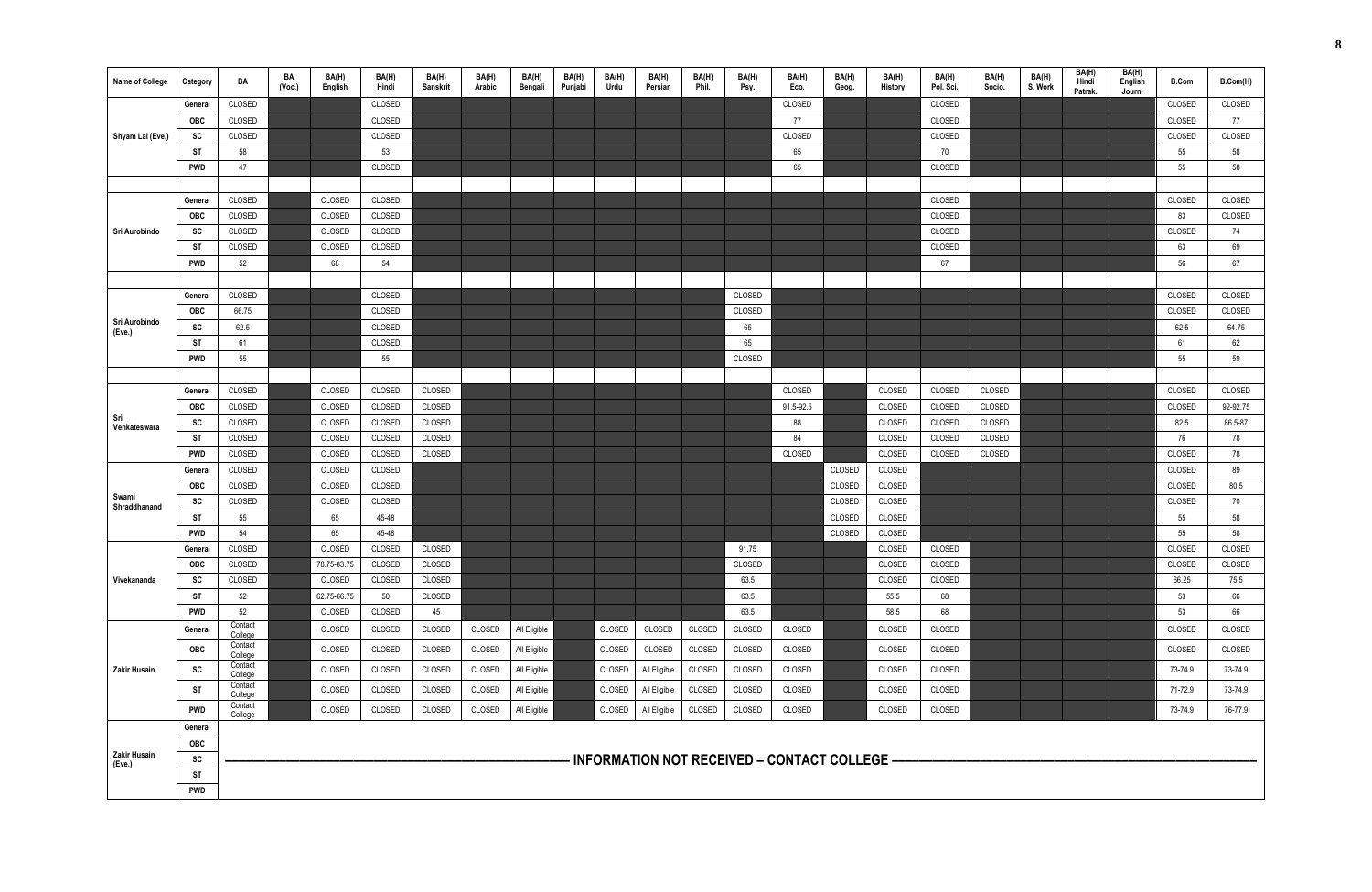| Name of College | Category | BA | BA (Voc.) | BA(H) English | BA(H) Hindi | BA(H) Sanskrit | BA(H) Arabic | BA(H) Bengali | BA(H) Punjabi | BA(H) Urdu | BA(H) Persian | BA(H) Phil. | BA(H) Psy. | BA(H) Eco. | BA(H) Geog. | BA(H) History | BA(H) Pol. Sci. | BA(H) Socio. | BA(H) S. Work | BA(H) Hindi Patrak. | BA(H) English Journ. | B.Com | B.Com(H) |
|---|---|---|---|---|---|---|---|---|---|---|---|---|---|---|---|---|---|---|---|---|---|---|---|
| Shyam Lal (Eve.) | General | CLOSED | | | CLOSED | | | | | | | | | CLOSED | | | CLOSED | | | | | CLOSED | CLOSED |
| | OBC | CLOSED | | | CLOSED | | | | | | | | | 77 | | | CLOSED | | | | | CLOSED | 77 |
| | SC | CLOSED | | | CLOSED | | | | | | | | | CLOSED | | | CLOSED | | | | | CLOSED | CLOSED |
| | ST | 58 | | | 53 | | | | | | | | | 65 | | | 70 | | | | | 55 | 58 |
| | PWD | 47 | | | CLOSED | | | | | | | | | 65 | | | CLOSED | | | | | 55 | 58 |
| | | | | | | | | | | | | | | | | | | | | | | | |
| Sri Aurobindo | General | CLOSED | | CLOSED | CLOSED | | | | | | | | | | | | CLOSED | | | | | CLOSED | CLOSED |
| | OBC | CLOSED | | CLOSED | CLOSED | | | | | | | | | | | | CLOSED | | | | | 83 | CLOSED |
| | SC | CLOSED | | CLOSED | CLOSED | | | | | | | | | | | | CLOSED | | | | | CLOSED | 74 |
| | ST | CLOSED | | CLOSED | CLOSED | | | | | | | | | | | | CLOSED | | | | | 63 | 69 |
| | PWD | 52 | | 68 | 54 | | | | | | | | | | | | 67 | | | | | 56 | 67 |
| | | | | | | | | | | | | | | | | | | | | | | | |
| Sri Aurobindo (Eve.) | General | CLOSED | | | CLOSED | | | | | | | | CLOSED | | | | | | | | | CLOSED | CLOSED |
| | OBC | 66.75 | | | CLOSED | | | | | | | | CLOSED | | | | | | | | | CLOSED | CLOSED |
| | SC | 62.5 | | | CLOSED | | | | | | | | 65 | | | | | | | | | 62.5 | 64.75 |
| | ST | 61 | | | CLOSED | | | | | | | | 65 | | | | | | | | | 61 | 62 |
| | PWD | 55 | | | 55 | | | | | | | | CLOSED | | | | | | | | | 55 | 59 |
| | | | | | | | | | | | | | | | | | | | | | | | |
| Sri Venkateswara | General | CLOSED | | CLOSED | CLOSED | CLOSED | | | | | | | | CLOSED | | CLOSED | CLOSED | CLOSED | | | | CLOSED | CLOSED |
| | OBC | CLOSED | | CLOSED | CLOSED | CLOSED | | | | | | | | 91.5-92.5 | | CLOSED | CLOSED | CLOSED | | | | CLOSED | 92-92.75 |
| | SC | CLOSED | | CLOSED | CLOSED | CLOSED | | | | | | | | 88 | | CLOSED | CLOSED | CLOSED | | | | 82.5 | 86.5-87 |
| | ST | CLOSED | | CLOSED | CLOSED | CLOSED | | | | | | | | 84 | | CLOSED | CLOSED | CLOSED | | | | 76 | 78 |
| | PWD | CLOSED | | CLOSED | CLOSED | CLOSED | | | | | | | | CLOSED | | CLOSED | CLOSED | CLOSED | | | | CLOSED | 78 |
| Swami Shraddhanand | General | CLOSED | | CLOSED | CLOSED | | | | | | | | | | CLOSED | CLOSED | | | | | | CLOSED | 89 |
| | OBC | CLOSED | | CLOSED | CLOSED | | | | | | | | | | CLOSED | CLOSED | | | | | | CLOSED | 80.5 |
| | SC | CLOSED | | CLOSED | CLOSED | | | | | | | | | | CLOSED | CLOSED | | | | | | CLOSED | 70 |
| | ST | 55 | | 65 | 45-48 | | | | | | | | | | CLOSED | CLOSED | | | | | | 55 | 58 |
| | PWD | 54 | | 65 | 45-48 | | | | | | | | | | CLOSED | CLOSED | | | | | | 55 | 58 |
| Vivekananda | General | CLOSED | | CLOSED | CLOSED | CLOSED | | | | | | | 91.75 | | | CLOSED | CLOSED | | | | | CLOSED | CLOSED |
| | OBC | CLOSED | | 78.75-83.75 | CLOSED | CLOSED | | | | | | | CLOSED | | | CLOSED | CLOSED | | | | | CLOSED | CLOSED |
| | SC | CLOSED | | CLOSED | CLOSED | CLOSED | | | | | | | 63.5 | | | CLOSED | CLOSED | | | | | 66.25 | 75.5 |
| | ST | 52 | | 62.75-66.75 | 50 | CLOSED | | | | | | | 63.5 | | | 55.5 | 68 | | | | | 53 | 66 |
| | PWD | 52 | | CLOSED | CLOSED | 45 | | | | | | | 63.5 | | | 58.5 | 68 | | | | | 53 | 66 |
| Zakir Husain | General | Contact College | | CLOSED | CLOSED | CLOSED | CLOSED | All Eligible | | CLOSED | CLOSED | CLOSED | CLOSED | CLOSED | | CLOSED | CLOSED | | | | | CLOSED | CLOSED |
| | OBC | Contact College | | CLOSED | CLOSED | CLOSED | CLOSED | All Eligible | | CLOSED | CLOSED | CLOSED | CLOSED | CLOSED | | CLOSED | CLOSED | | | | | CLOSED | CLOSED |
| | SC | Contact College | | CLOSED | CLOSED | CLOSED | CLOSED | All Eligible | | CLOSED | All Eligible | CLOSED | CLOSED | CLOSED | | CLOSED | CLOSED | | | | | 73-74.9 | 73-74.9 |
| | ST | Contact College | | CLOSED | CLOSED | CLOSED | CLOSED | All Eligible | | CLOSED | All Eligible | CLOSED | CLOSED | CLOSED | | CLOSED | CLOSED | | | | | 71-72.9 | 73-74.9 |
| | PWD | Contact College | | CLOSED | CLOSED | CLOSED | CLOSED | All Eligible | | CLOSED | All Eligible | CLOSED | CLOSED | CLOSED | | CLOSED | CLOSED | | | | | 73-74.9 | 76-77.9 |
| Zakir Husain (Eve.) | General | INFORMATION NOT RECEIVED – CONTACT COLLEGE | | | | | | | | | | | | | | | | | | | | | |
| | OBC | | | | | | | | | | | | | | | | | | | | | | |
| | SC | | | | | | | | | | | | | | | | | | | | | | |
| | ST | | | | | | | | | | | | | | | | | | | | | | |
| | PWD | | | | | | | | | | | | | | | | | | | | | | |